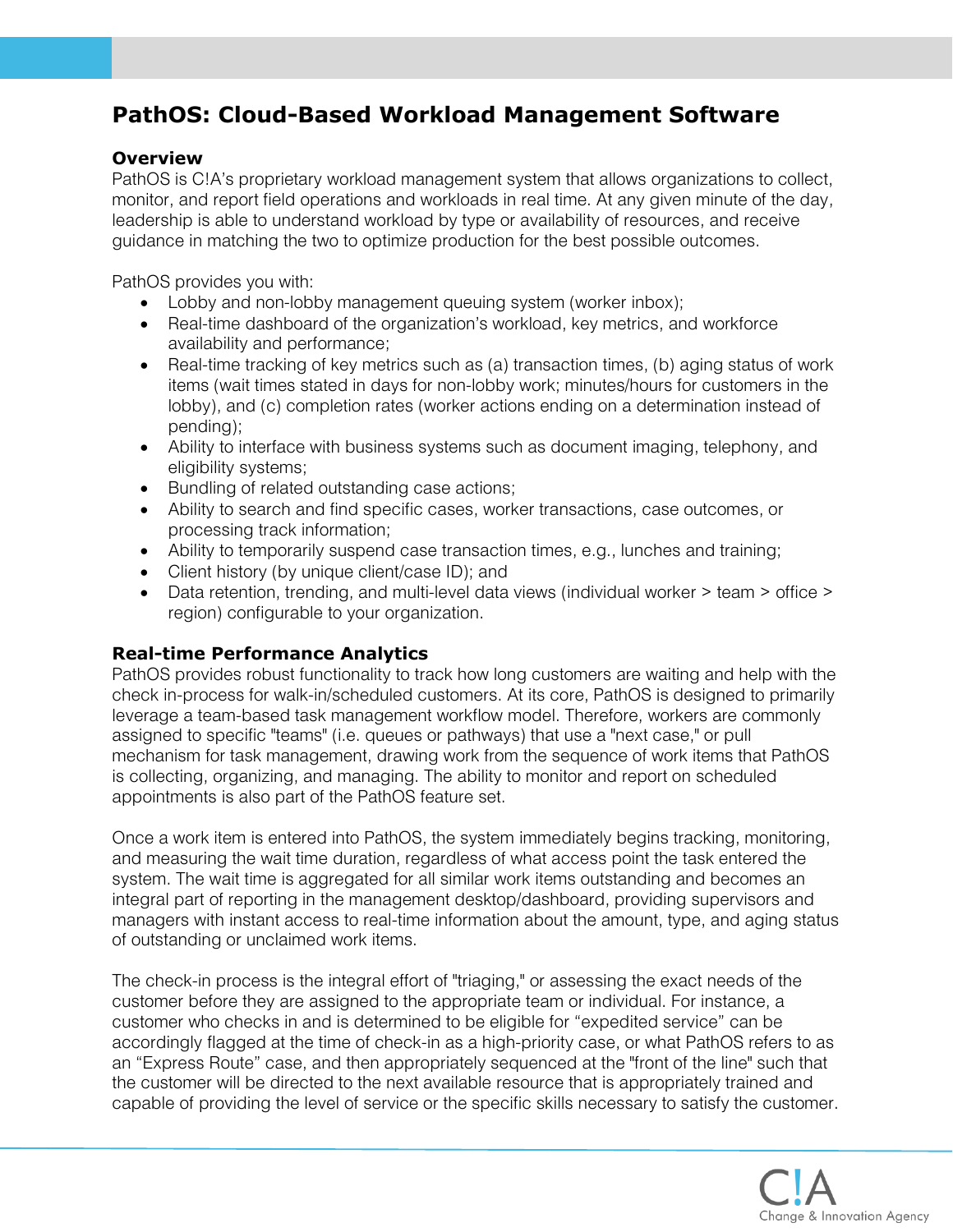# PathOS: Cloud-Based Workload Management Software

## Overview

PathOS is C!A's proprietary workload management system that allows organizations to collect, monitor, and report field operations and workloads in real time. At any given minute of the day, leadership is able to understand workload by type or availability of resources, and receive guidance in matching the two to optimize production for the best possible outcomes.

PathOS provides you with:

- Lobby and non-lobby management queuing system (worker inbox);
- Real-time dashboard of the organization's workload, key metrics, and workforce availability and performance;
- Real-time tracking of key metrics such as (a) transaction times, (b) aging status of work items (wait times stated in days for non-lobby work; minutes/hours for customers in the lobby), and (c) completion rates (worker actions ending on a determination instead of pending);
- Ability to interface with business systems such as document imaging, telephony, and eligibility systems;
- Bundling of related outstanding case actions;
- Ability to search and find specific cases, worker transactions, case outcomes, or processing track information;
- Ability to temporarily suspend case transaction times, e.g., lunches and training;
- Client history (by unique client/case ID); and
- Data retention, trending, and multi-level data views (individual worker > team > office > region) configurable to your organization.

## Real-time Performance Analytics

PathOS provides robust functionality to track how long customers are waiting and help with the check in-process for walk-in/scheduled customers. At its core, PathOS is designed to primarily leverage a team-based task management workflow model. Therefore, workers are commonly assigned to specific "teams" (i.e. queues or pathways) that use a "next case," or pull mechanism for task management, drawing work from the sequence of work items that PathOS is collecting, organizing, and managing. The ability to monitor and report on scheduled appointments is also part of the PathOS feature set.

Once a work item is entered into PathOS, the system immediately begins tracking, monitoring, and measuring the wait time duration, regardless of what access point the task entered the system. The wait time is aggregated for all similar work items outstanding and becomes an integral part of reporting in the management desktop/dashboard, providing supervisors and managers with instant access to real-time information about the amount, type, and aging status of outstanding or unclaimed work items.

The check-in process is the integral effort of "triaging," or assessing the exact needs of the customer before they are assigned to the appropriate team or individual. For instance, a customer who checks in and is determined to be eligible for "expedited service" can be accordingly flagged at the time of check-in as a high-priority case, or what PathOS refers to as an "Express Route" case, and then appropriately sequenced at the "front of the line" such that the customer will be directed to the next available resource that is appropriately trained and capable of providing the level of service or the specific skills necessary to satisfy the customer.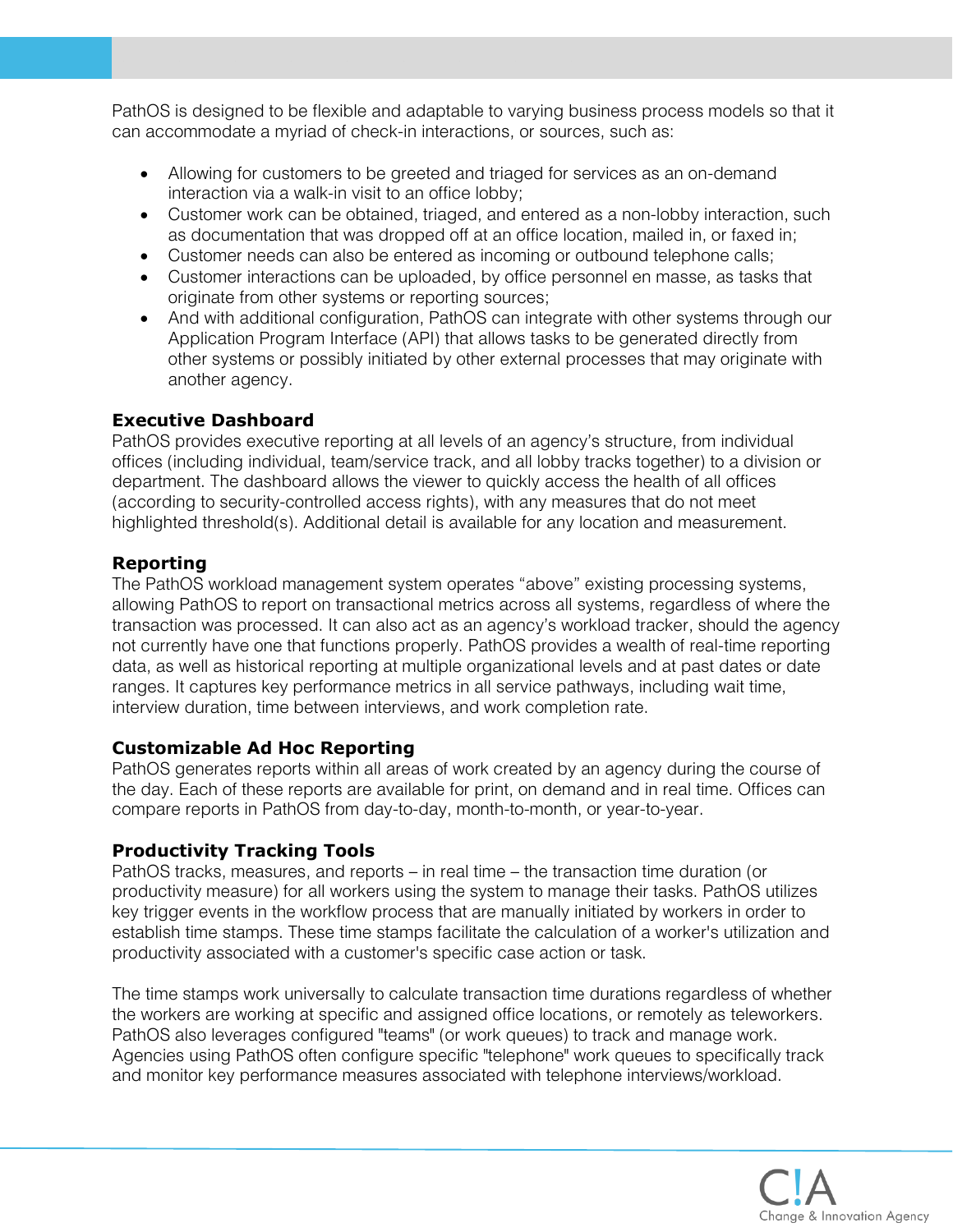PathOS is designed to be flexible and adaptable to varying business process models so that it can accommodate a myriad of check-in interactions, or sources, such as:

- Allowing for customers to be greeted and triaged for services as an on-demand interaction via a walk-in visit to an office lobby;
- Customer work can be obtained, triaged, and entered as a non-lobby interaction, such as documentation that was dropped off at an office location, mailed in, or faxed in;
- Customer needs can also be entered as incoming or outbound telephone calls;
- Customer interactions can be uploaded, by office personnel en masse, as tasks that originate from other systems or reporting sources;
- And with additional configuration, PathOS can integrate with other systems through our Application Program Interface (API) that allows tasks to be generated directly from other systems or possibly initiated by other external processes that may originate with another agency.

### Executive Dashboard

PathOS provides executive reporting at all levels of an agency's structure, from individual offices (including individual, team/service track, and all lobby tracks together) to a division or department. The dashboard allows the viewer to quickly access the health of all offices (according to security-controlled access rights), with any measures that do not meet highlighted threshold(s). Additional detail is available for any location and measurement.

### Reporting

The PathOS workload management system operates "above" existing processing systems, allowing PathOS to report on transactional metrics across all systems, regardless of where the transaction was processed. It can also act as an agency's workload tracker, should the agency not currently have one that functions properly. PathOS provides a wealth of real-time reporting data, as well as historical reporting at multiple organizational levels and at past dates or date ranges. It captures key performance metrics in all service pathways, including wait time, interview duration, time between interviews, and work completion rate.

### Customizable Ad Hoc Reporting

PathOS generates reports within all areas of work created by an agency during the course of the day. Each of these reports are available for print, on demand and in real time. Offices can compare reports in PathOS from day-to-day, month-to-month, or year-to-year.

### Productivity Tracking Tools

PathOS tracks, measures, and reports – in real time – the transaction time duration (or productivity measure) for all workers using the system to manage their tasks. PathOS utilizes key trigger events in the workflow process that are manually initiated by workers in order to establish time stamps. These time stamps facilitate the calculation of a worker's utilization and productivity associated with a customer's specific case action or task.

The time stamps work universally to calculate transaction time durations regardless of whether the workers are working at specific and assigned office locations, or remotely as teleworkers. PathOS also leverages configured "teams" (or work queues) to track and manage work. Agencies using PathOS often configure specific "telephone" work queues to specifically track and monitor key performance measures associated with telephone interviews/workload.